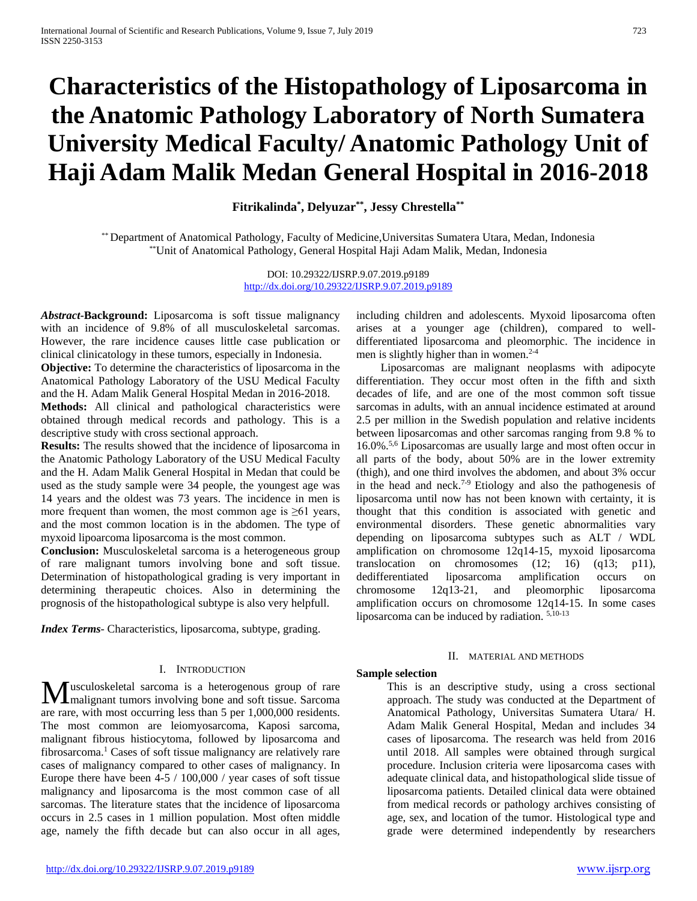# Characteristics of the Histopathology of Liposarcoma in the Anatomic Pathology Laboratory of North Sumatera University Medical Faculty/ Anatomic Pathology Unit of Haji Adam Malik Medan General Hospital in 2016-2018

**Fitrikalinda[*], Delyuzar[**], Jessy Chrestella[**]**

[**] Department of Anatomical Pathology, Faculty of Medicine,Universitas Sumatera Utara, Medan, Indonesia
[**]Unit of Anatomical Pathology, General Hospital Haji Adam Malik, Medan, Indonesia

DOI: 10.29322/IJSRP.9.07.2019.p9189
http://dx.doi.org/10.29322/IJSRP.9.07.2019.p9189

***Abstract*-Background:** Liposarcoma is soft tissue malignancy with an incidence of 9.8% of all musculoskeletal sarcomas. However, the rare incidence causes little case publication or clinical clinicatology in these tumors, especially in Indonesia.

**Objective:** To determine the characteristics of liposarcoma in the Anatomical Pathology Laboratory of the USU Medical Faculty and the H. Adam Malik General Hospital Medan in 2016-2018.

**Methods:** All clinical and pathological characteristics were obtained through medical records and pathology. This is a descriptive study with cross sectional approach.

**Results:** The results showed that the incidence of liposarcoma in the Anatomic Pathology Laboratory of the USU Medical Faculty and the H. Adam Malik General Hospital in Medan that could be used as the study sample were 34 people, the youngest age was 14 years and the oldest was 73 years. The incidence in men is more frequent than women, the most common age is ≥61 years, and the most common location is in the abdomen. The type of myxoid lipoarcoma liposarcoma is the most common.

**Conclusion:** Musculoskeletal sarcoma is a heterogeneous group of rare malignant tumors involving bone and soft tissue. Determination of histopathological grading is very important in determining therapeutic choices. Also in determining the prognosis of the histopathological subtype is also very helpfull.

***Index Terms*-** Characteristics, liposarcoma, subtype, grading.

## I. Introduction

Musculoskeletal sarcoma is a heterogenous group of rare malignant tumors involving bone and soft tissue. Sarcoma are rare, with most occurring less than 5 per 1,000,000 residents. The most common are leiomyosarcoma, Kaposi sarcoma, malignant fibrous histiocytoma, followed by liposarcoma and fibrosarcoma.[1] Cases of soft tissue malignancy are relatively rare cases of malignancy compared to other cases of malignancy. In Europe there have been 4-5 / 100,000 / year cases of soft tissue malignancy and liposarcoma is the most common case of all sarcomas. The literature states that the incidence of liposarcoma occurs in 2.5 cases in 1 million population. Most often middle age, namely the fifth decade but can also occur in all ages, including children and adolescents. Myxoid liposarcoma often arises at a younger age (children), compared to well-differentiated liposarcoma and pleomorphic. The incidence in men is slightly higher than in women.[2-4]

Liposarcomas are malignant neoplasms with adipocyte differentiation. They occur most often in the fifth and sixth decades of life, and are one of the most common soft tissue sarcomas in adults, with an annual incidence estimated at around 2.5 per million in the Swedish population and relative incidents between liposarcomas and other sarcomas ranging from 9.8 % to 16.0%.[5,6] Liposarcomas are usually large and most often occur in all parts of the body, about 50% are in the lower extremity (thigh), and one third involves the abdomen, and about 3% occur in the head and neck.[7-9] Etiology and also the pathogenesis of liposarcoma until now has not been known with certainty, it is thought that this condition is associated with genetic and environmental disorders. These genetic abnormalities vary depending on liposarcoma subtypes such as ALT / WDL amplification on chromosome 12q14-15, myxoid liposarcoma translocation on chromosomes (12; 16) (q13; p11), dedifferentiated liposarcoma amplification occurs on chromosome 12q13-21, and pleomorphic liposarcoma amplification occurs on chromosome 12q14-15. In some cases liposarcoma can be induced by radiation. [5,10-13]

## II. Material and Methods

### Sample selection

This is an descriptive study, using a cross sectional approach. The study was conducted at the Department of Anatomical Pathology, Universitas Sumatera Utara/ H. Adam Malik General Hospital, Medan and includes 34 cases of liposarcoma. The research was held from 2016 until 2018. All samples were obtained through surgical procedure. Inclusion criteria were liposarcoma cases with adequate clinical data, and histopathological slide tissue of liposarcoma patients. Detailed clinical data were obtained from medical records or pathology archives consisting of age, sex, and location of the tumor. Histological type and grade were determined independently by researchers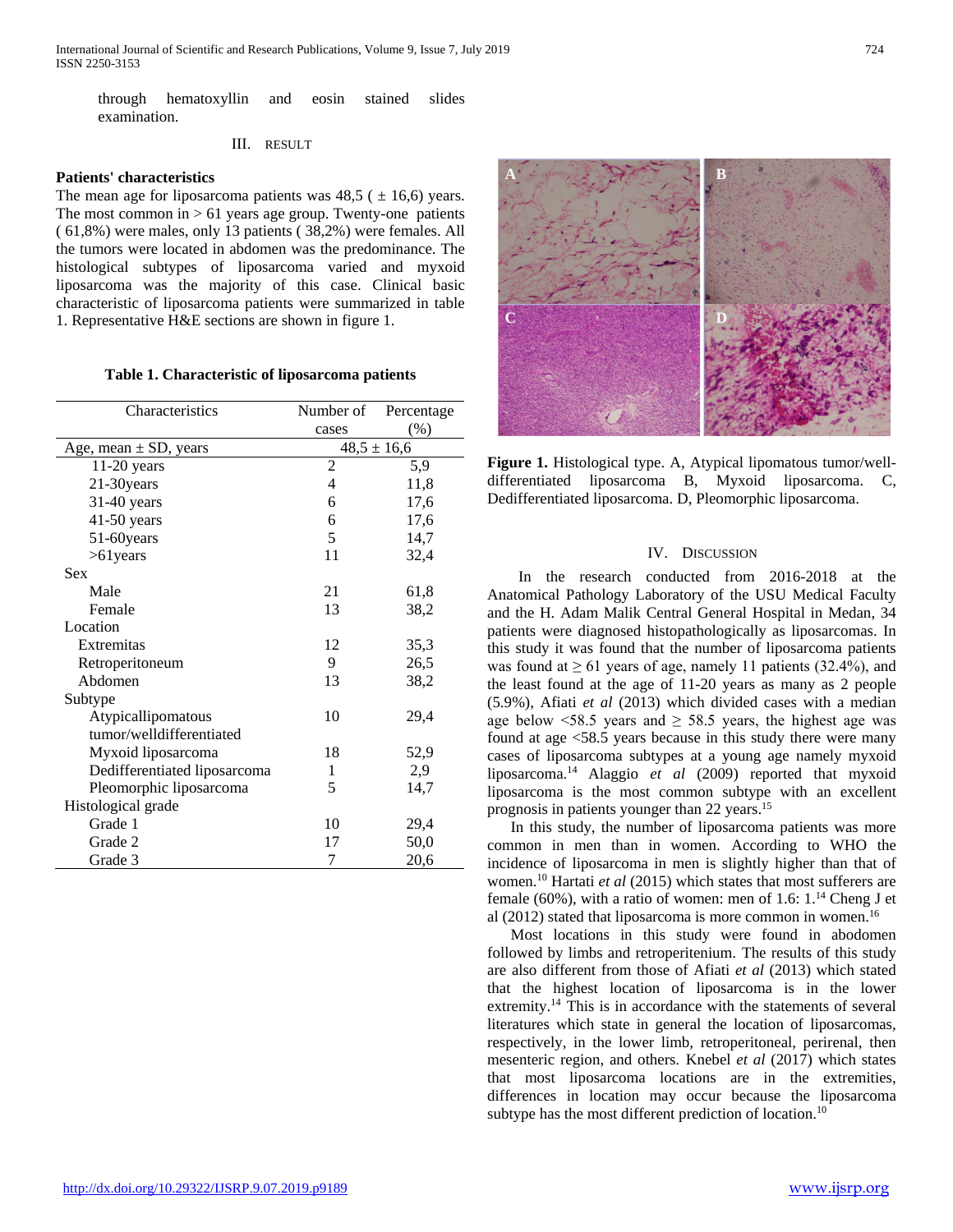through hematoxyllin and eosin stained slides examination.

## III. RESULT

**Patients' characteristics**

The mean age for liposarcoma patients was 48,5 ( ± 16,6) years. The most common in > 61 years age group. Twenty-one patients ( 61,8%) were males, only 13 patients ( 38,2%) were females. All the tumors were located in abdomen was the predominance. The histological subtypes of liposarcoma varied and myxoid liposarcoma was the majority of this case. Clinical basic characteristic of liposarcoma patients were summarized in table 1. Representative H&E sections are shown in figure 1.

**Table 1. Characteristic of liposarcoma patients**

| Characteristics | Number of cases | Percentage (%) |
|---|---|---|
| Age, mean ± SD, years | 48,5 ± 16,6 | |
| 11-20 years | 2 | 5,9 |
| 21-30years | 4 | 11,8 |
| 31-40 years | 6 | 17,6 |
| 41-50 years | 6 | 17,6 |
| 51-60years | 5 | 14,7 |
| >61years | 11 | 32,4 |
| Sex | | |
| Male | 21 | 61,8 |
| Female | 13 | 38,2 |
| Location | | |
| Extremitas | 12 | 35,3 |
| Retroperitoneum | 9 | 26,5 |
| Abdomen | 13 | 38,2 |
| Subtype | | |
| Atypicallipomatous tumor/welldifferentiated | 10 | 29,4 |
| Myxoid liposarcoma | 18 | 52,9 |
| Dedifferentiated liposarcoma | 1 | 2,9 |
| Pleomorphic liposarcoma | 5 | 14,7 |
| Histological grade | | |
| Grade 1 | 10 | 29,4 |
| Grade 2 | 17 | 50,0 |
| Grade 3 | 7 | 20,6 |

**Figure 1.** Histological type. A, Atypical lipomatous tumor/well-differentiated liposarcoma B, Myxoid liposarcoma. C, Dedifferentiated liposarcoma. D, Pleomorphic liposarcoma.

## IV. DISCUSSION

In the research conducted from 2016-2018 at the Anatomical Pathology Laboratory of the USU Medical Faculty and the H. Adam Malik Central General Hospital in Medan, 34 patients were diagnosed histopathologically as liposarcomas. In this study it was found that the number of liposarcoma patients was found at ≥ 61 years of age, namely 11 patients (32.4%), and the least found at the age of 11-20 years as many as 2 people (5.9%), Afiati *et al* (2013) which divided cases with a median age below <58.5 years and ≥ 58.5 years, the highest age was found at age <58.5 years because in this study there were many cases of liposarcoma subtypes at a young age namely myxoid liposarcoma.[14] Alaggio *et al* (2009) reported that myxoid liposarcoma is the most common subtype with an excellent prognosis in patients younger than 22 years.[15]

In this study, the number of liposarcoma patients was more common in men than in women. According to WHO the incidence of liposarcoma in men is slightly higher than that of women.[10] Hartati *et al* (2015) which states that most sufferers are female (60%), with a ratio of women: men of 1.6: 1.[14] Cheng J et al (2012) stated that liposarcoma is more common in women.[16]

Most locations in this study were found in abodomen followed by limbs and retroperitenium. The results of this study are also different from those of Afiati *et al* (2013) which stated that the highest location of liposarcoma is in the lower extremity.[14] This is in accordance with the statements of several literatures which state in general the location of liposarcomas, respectively, in the lower limb, retroperitoneal, perirenal, then mesenteric region, and others. Knebel *et al* (2017) which states that most liposarcoma locations are in the extremities, differences in location may occur because the liposarcoma subtype has the most different prediction of location.[10]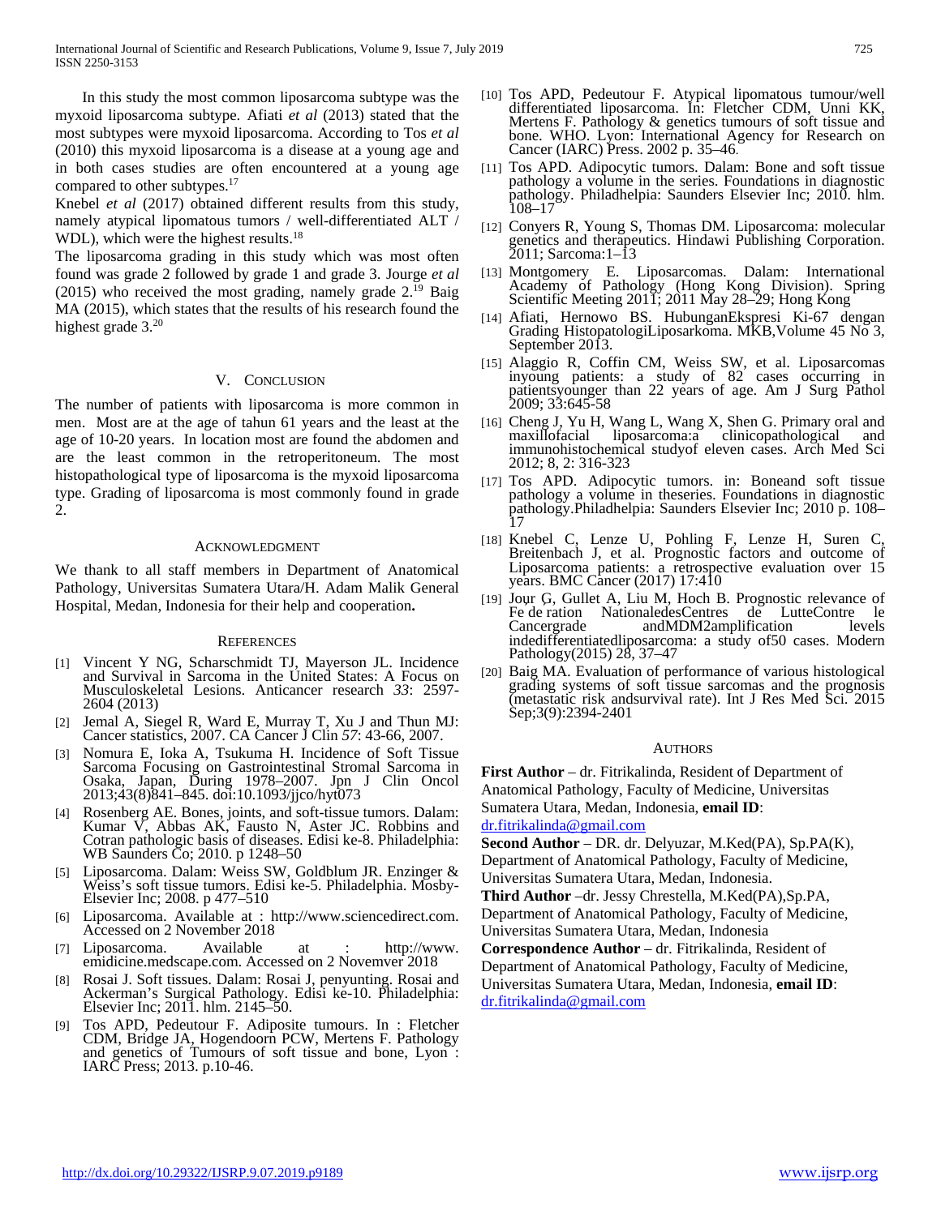In this study the most common liposarcoma subtype was the myxoid liposarcoma subtype. Afiati *et al* (2013) stated that the most subtypes were myxoid liposarcoma. According to Tos *et al* (2010) this myxoid liposarcoma is a disease at a young age and in both cases studies are often encountered at a young age compared to other subtypes.[17]

Knebel *et al* (2017) obtained different results from this study, namely atypical lipomatous tumors / well-differentiated ALT / WDL), which were the highest results.[18]

The liposarcoma grading in this study which was most often found was grade 2 followed by grade 1 and grade 3. Jourge *et al* (2015) who received the most grading, namely grade 2.[19] Baig MA (2015), which states that the results of his research found the highest grade 3.[20]

## V. Conclusion

The number of patients with liposarcoma is more common in men. Most are at the age of tahun 61 years and the least at the age of 10-20 years. In location most are found the abdomen and are the least common in the retroperitoneum. The most histopathological type of liposarcoma is the myxoid liposarcoma type. Grading of liposarcoma is most commonly found in grade 2.

## Acknowledgment

We thank to all staff members in Department of Anatomical Pathology, Universitas Sumatera Utara/H. Adam Malik General Hospital, Medan, Indonesia for their help and cooperation**.**

## References

[1] Vincent Y NG, Scharschmidt TJ, Mayerson JL. Incidence and Survival in Sarcoma in the United States: A Focus on Musculoskeletal Lesions. Anticancer research *33*: 2597-2604 (2013)

[2] Jemal A, Siegel R, Ward E, Murray T, Xu J and Thun MJ: Cancer statistics, 2007. CA Cancer J Clin *57*: 43-66, 2007.

[3] Nomura E, Ioka A, Tsukuma H. Incidence of Soft Tissue Sarcoma Focusing on Gastrointestinal Stromal Sarcoma in Osaka, Japan, During 1978–2007. Jpn J Clin Oncol 2013;43(8)841–845. doi:10.1093/jjco/hyt073

[4] Rosenberg AE. Bones, joints, and soft-tissue tumors. Dalam: Kumar V, Abbas AK, Fausto N, Aster JC. Robbins and Cotran pathologic basis of diseases. Edisi ke-8. Philadelphia: WB Saunders Co; 2010. p 1248–50

[5] Liposarcoma. Dalam: Weiss SW, Goldblum JR. Enzinger & Weiss's soft tissue tumors. Edisi ke-5. Philadelphia. Mosby-Elsevier Inc; 2008. p 477–510

[6] Liposarcoma. Available at : http://www.sciencedirect.com. Accessed on 2 November 2018

[7] Liposarcoma. Available at : http://www. emidicine.medscape.com. Accessed on 2 Novemver 2018

[8] Rosai J. Soft tissues. Dalam: Rosai J, penyunting. Rosai and Ackerman's Surgical Pathology. Edisi ke-10. Philadelphia: Elsevier Inc; 2011. hlm. 2145–50.

[9] Tos APD, Pedeutour F. Adiposite tumours. In : Fletcher CDM, Bridge JA, Hogendoorn PCW, Mertens F. Pathology and genetics of Tumours of soft tissue and bone, Lyon : IARC Press; 2013. p.10-46.

[10] Tos APD, Pedeutour F. Atypical lipomatous tumour/well differentiated liposarcoma. In: Fletcher CDM, Unni KK, Mertens F. Pathology & genetics tumours of soft tissue and bone. WHO. Lyon: International Agency for Research on Cancer (IARC) Press. 2002 p. 35–46.

[11] Tos APD. Adipocytic tumors. Dalam: Bone and soft tissue pathology a volume in the series. Foundations in diagnostic pathology. Philadhelpia: Saunders Elsevier Inc; 2010. hlm. 108–17

[12] Conyers R, Young S, Thomas DM. Liposarcoma: molecular genetics and therapeutics. Hindawi Publishing Corporation. 2011; Sarcoma:1–13

[13] Montgomery E. Liposarcomas. Dalam: International Academy of Pathology (Hong Kong Division). Spring Scientific Meeting 2011; 2011 May 28–29; Hong Kong

[14] Afiati, Hernowo BS. HubunganEkspresi Ki-67 dengan Grading HistopatologiLiposarkoma. MKB,Volume 45 No 3, September 2013.

[15] Alaggio R, Coffin CM, Weiss SW, et al. Liposarcomas inyoung patients: a study of 82 cases occurring in patientsyounger than 22 years of age. Am J Surg Pathol 2009; 33:645-58

[16] Cheng J, Yu H, Wang L, Wang X, Shen G. Primary oral and maxillofacial liposarcoma:a clinicopathological and immunohistochemical studyof eleven cases. Arch Med Sci 2012; 8, 2: 316-323

[17] Tos APD. Adipocytic tumors. in: Boneand soft tissue pathology a volume in theseries. Foundations in diagnostic pathology.Philadhelpia: Saunders Elsevier Inc; 2010 p. 108–17

[18] Knebel C, Lenze U, Pohling F, Lenze H, Suren C, Breitenbach J, et al. Prognostic factors and outcome of Liposarcoma patients: a retrospective evaluation over 15 years. BMC Cancer (2017) 17:410

[19] Jouṛ Ģ, Gullet A, Liu M, Hoch B. Prognostic relevance of Fe de ration NationaledesCentres de LutteContre le Cancergrade andMDM2amplification levels indedifferentiatedliposarcoma: a study of50 cases. Modern Pathology(2015) 28, 37–47

[20] Baig MA. Evaluation of performance of various histological grading systems of soft tissue sarcomas and the prognosis (metastatic risk andsurvival rate). Int J Res Med Sci. 2015 Sep;3(9):2394-2401

## Authors

**First Author** – dr. Fitrikalinda, Resident of Department of Anatomical Pathology, Faculty of Medicine, Universitas Sumatera Utara, Medan, Indonesia, **email ID**: dr.fitrikalinda@gmail.com

**Second Author** – DR. dr. Delyuzar, M.Ked(PA), Sp.PA(K), Department of Anatomical Pathology, Faculty of Medicine, Universitas Sumatera Utara, Medan, Indonesia.

**Third Author** –dr. Jessy Chrestella, M.Ked(PA),Sp.PA, Department of Anatomical Pathology, Faculty of Medicine, Universitas Sumatera Utara, Medan, Indonesia

**Correspondence Author** – dr. Fitrikalinda, Resident of Department of Anatomical Pathology, Faculty of Medicine, Universitas Sumatera Utara, Medan, Indonesia, **email ID**: dr.fitrikalinda@gmail.com